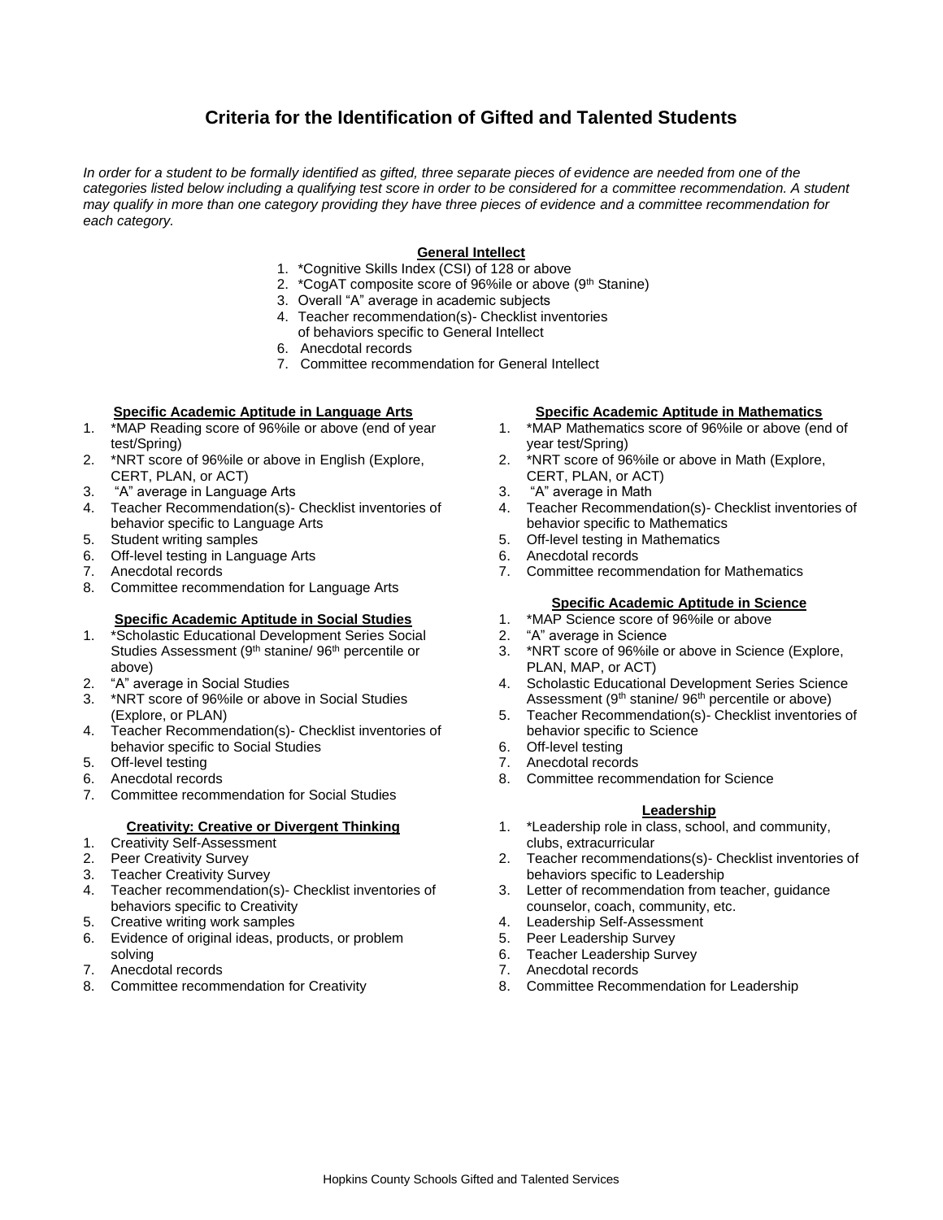# Criteria for the Identification of Gifted and Talented Students

*In order for a student to be formally identified as gifted, three separate pieces of evidence are needed from one of the categories listed below including a qualifying test score in order to be considered for a committee recommendation. A student may qualify in more than one category providing they have three pieces of evidence and a committee recommendation for each category.*

## General Intellect

1. *Cognitive Skills Index (CSI) of 128 or above
2. *CogAT composite score of 96%ile or above (9th Stanine)
3. Overall "A" average in academic subjects
4. Teacher recommendation(s)- Checklist inventories of behaviors specific to General Intellect
6. Anecdotal records
7. Committee recommendation for General Intellect

## Specific Academic Aptitude in Language Arts

1. *MAP Reading score of 96%ile or above (end of year test/Spring)
2. *NRT score of 96%ile or above in English (Explore, CERT, PLAN, or ACT)
3. "A" average in Language Arts
4. Teacher Recommendation(s)- Checklist inventories of behavior specific to Language Arts
5. Student writing samples
6. Off-level testing in Language Arts
7. Anecdotal records
8. Committee recommendation for Language Arts

## Specific Academic Aptitude in Social Studies

1. *Scholastic Educational Development Series Social Studies Assessment (9th stanine/ 96th percentile or above)
2. "A" average in Social Studies
3. *NRT score of 96%ile or above in Social Studies (Explore, or PLAN)
4. Teacher Recommendation(s)- Checklist inventories of behavior specific to Social Studies
5. Off-level testing
6. Anecdotal records
7. Committee recommendation for Social Studies

## Creativity: Creative or Divergent Thinking

1. Creativity Self-Assessment
2. Peer Creativity Survey
3. Teacher Creativity Survey
4. Teacher recommendation(s)- Checklist inventories of behaviors specific to Creativity
5. Creative writing work samples
6. Evidence of original ideas, products, or problem solving
7. Anecdotal records
8. Committee recommendation for Creativity

## Specific Academic Aptitude in Mathematics

1. *MAP Mathematics score of 96%ile or above (end of year test/Spring)
2. *NRT score of 96%ile or above in Math (Explore, CERT, PLAN, or ACT)
3. "A" average in Math
4. Teacher Recommendation(s)- Checklist inventories of behavior specific to Mathematics
5. Off-level testing in Mathematics
6. Anecdotal records
7. Committee recommendation for Mathematics

## Specific Academic Aptitude in Science

1. *MAP Science score of 96%ile or above
2. "A" average in Science
3. *NRT score of 96%ile or above in Science (Explore, PLAN, MAP, or ACT)
4. Scholastic Educational Development Series Science Assessment (9th stanine/ 96th percentile or above)
5. Teacher Recommendation(s)- Checklist inventories of behavior specific to Science
6. Off-level testing
7. Anecdotal records
8. Committee recommendation for Science

## Leadership

1. *Leadership role in class, school, and community, clubs, extracurricular
2. Teacher recommendations(s)- Checklist inventories of behaviors specific to Leadership
3. Letter of recommendation from teacher, guidance counselor, coach, community, etc.
4. Leadership Self-Assessment
5. Peer Leadership Survey
6. Teacher Leadership Survey
7. Anecdotal records
8. Committee Recommendation for Leadership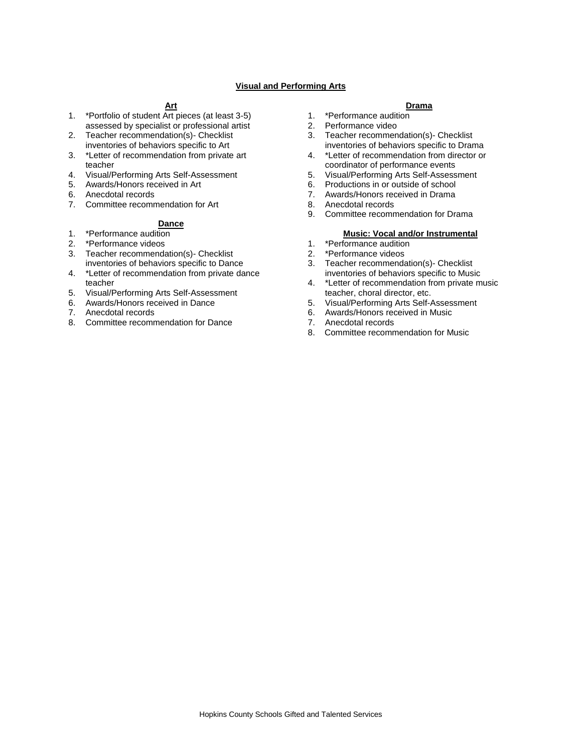## Visual and Performing Arts

### Art

1. *Portfolio of student Art pieces (at least 3-5) assessed by specialist or professional artist
2. Teacher recommendation(s)- Checklist inventories of behaviors specific to Art
3. *Letter of recommendation from private art teacher
4. Visual/Performing Arts Self-Assessment
5. Awards/Honors received in Art
6. Anecdotal records
7. Committee recommendation for Art

### Dance

1. *Performance audition
2. *Performance videos
3. Teacher recommendation(s)- Checklist inventories of behaviors specific to Dance
4. *Letter of recommendation from private dance teacher
5. Visual/Performing Arts Self-Assessment
6. Awards/Honors received in Dance
7. Anecdotal records
8. Committee recommendation for Dance

### Drama

1. *Performance audition
2. Performance video
3. Teacher recommendation(s)- Checklist inventories of behaviors specific to Drama
4. *Letter of recommendation from director or coordinator of performance events
5. Visual/Performing Arts Self-Assessment
6. Productions in or outside of school
7. Awards/Honors received in Drama
8. Anecdotal records
9. Committee recommendation for Drama

### Music: Vocal and/or Instrumental

1. *Performance audition
2. *Performance videos
3. Teacher recommendation(s)- Checklist inventories of behaviors specific to Music
4. *Letter of recommendation from private music teacher, choral director, etc.
5. Visual/Performing Arts Self-Assessment
6. Awards/Honors received in Music
7. Anecdotal records
8. Committee recommendation for Music